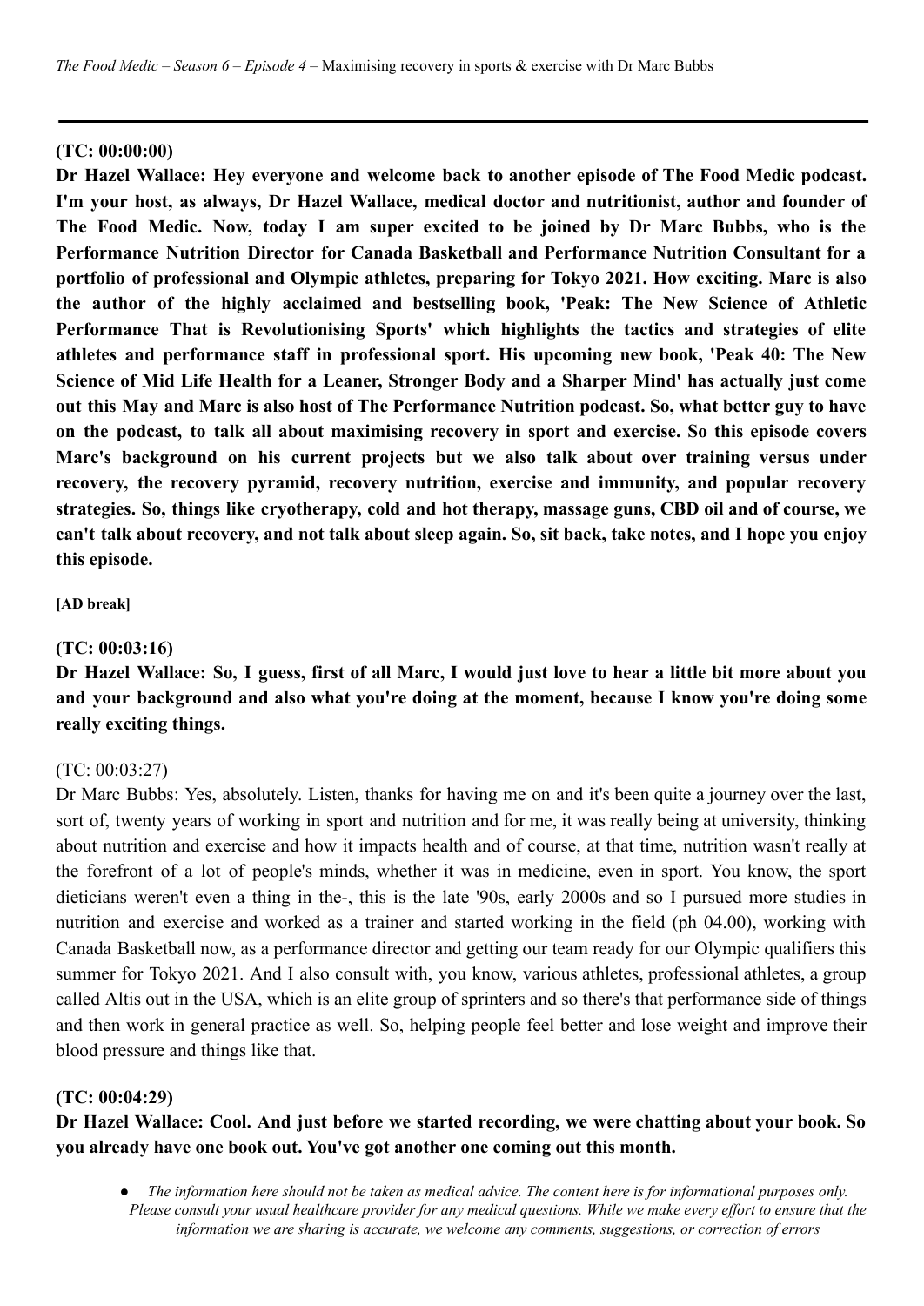**(TC: 00:00:00)**

**Dr Hazel Wallace: Hey everyone and welcome back to another episode of The Food Medic podcast. I'm your host, as always, Dr Hazel Wallace, medical doctor and nutritionist, author and founder of The Food Medic. Now, today I am super excited to be joined by Dr Marc Bubbs, who is the Performance Nutrition Director for Canada Basketball and Performance Nutrition Consultant for a portfolio of professional and Olympic athletes, preparing for Tokyo 2021. How exciting. Marc is also the author of the highly acclaimed and bestselling book, 'Peak: The New Science of Athletic Performance That is Revolutionising Sports' which highlights the tactics and strategies of elite athletes and performance staff in professional sport. His upcoming new book, 'Peak 40: The New Science of Mid Life Health for a Leaner, Stronger Body and a Sharper Mind' has actually just come out this May and Marc is also host of The Performance Nutrition podcast. So, what better guy to have on the podcast, to talk all about maximising recovery in sport and exercise. So this episode covers Marc's background on his current projects but we also talk about over training versus under recovery, the recovery pyramid, recovery nutrition, exercise and immunity, and popular recovery strategies. So, things like cryotherapy, cold and hot therapy, massage guns, CBD oil and of course, we can't talk about recovery, and not talk about sleep again. So, sit back, take notes, and I hope you enjoy this episode.**

**[AD break]**

**(TC: 00:03:16)**

**Dr Hazel Wallace: So, I guess, first of all Marc, I would just love to hear a little bit more about you and your background and also what you're doing at the moment, because I know you're doing some really exciting things.**

(TC: 00:03:27)

Dr Marc Bubbs: Yes, absolutely. Listen, thanks for having me on and it's been quite a journey over the last, sort of, twenty years of working in sport and nutrition and for me, it was really being at university, thinking about nutrition and exercise and how it impacts health and of course, at that time, nutrition wasn't really at the forefront of a lot of people's minds, whether it was in medicine, even in sport. You know, the sport dieticians weren't even a thing in the-, this is the late '90s, early 2000s and so I pursued more studies in nutrition and exercise and worked as a trainer and started working in the field (ph 04.00), working with Canada Basketball now, as a performance director and getting our team ready for our Olympic qualifiers this summer for Tokyo 2021. And I also consult with, you know, various athletes, professional athletes, a group called Altis out in the USA, which is an elite group of sprinters and so there's that performance side of things and then work in general practice as well. So, helping people feel better and lose weight and improve their blood pressure and things like that.

**(TC: 00:04:29)**

**Dr Hazel Wallace: Cool. And just before we started recording, we were chatting about your book. So you already have one book out. You've got another one coming out this month.**

- *The information here should not be taken as medical advice. The content here is for informational purposes only. Please consult your usual healthcare provider for any medical questions. While we make every effort to ensure that the information we are sharing is accurate, we welcome any comments, suggestions, or correction of errors*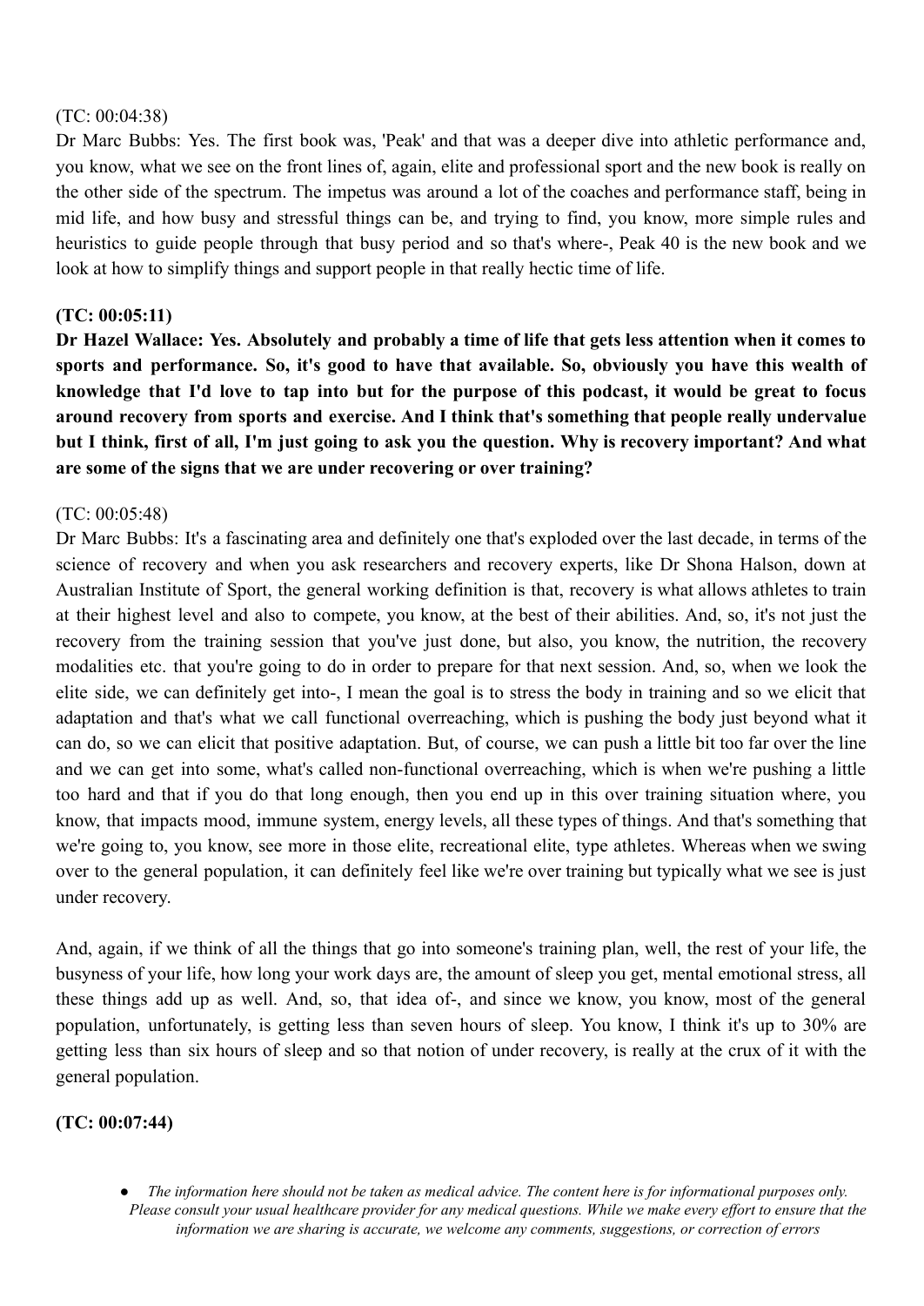(TC: 00:04:38)
Dr Marc Bubbs: Yes. The first book was, 'Peak' and that was a deeper dive into athletic performance and, you know, what we see on the front lines of, again, elite and professional sport and the new book is really on the other side of the spectrum. The impetus was around a lot of the coaches and performance staff, being in mid life, and how busy and stressful things can be, and trying to find, you know, more simple rules and heuristics to guide people through that busy period and so that's where-, Peak 40 is the new book and we look at how to simplify things and support people in that really hectic time of life.

**(TC: 00:05:11)**
**Dr Hazel Wallace: Yes. Absolutely and probably a time of life that gets less attention when it comes to sports and performance. So, it's good to have that available. So, obviously you have this wealth of knowledge that I'd love to tap into but for the purpose of this podcast, it would be great to focus around recovery from sports and exercise. And I think that's something that people really undervalue but I think, first of all, I'm just going to ask you the question. Why is recovery important? And what are some of the signs that we are under recovering or over training?**

(TC: 00:05:48)
Dr Marc Bubbs: It's a fascinating area and definitely one that's exploded over the last decade, in terms of the science of recovery and when you ask researchers and recovery experts, like Dr Shona Halson, down at Australian Institute of Sport, the general working definition is that, recovery is what allows athletes to train at their highest level and also to compete, you know, at the best of their abilities. And, so, it's not just the recovery from the training session that you've just done, but also, you know, the nutrition, the recovery modalities etc. that you're going to do in order to prepare for that next session. And, so, when we look the elite side, we can definitely get into-, I mean the goal is to stress the body in training and so we elicit that adaptation and that's what we call functional overreaching, which is pushing the body just beyond what it can do, so we can elicit that positive adaptation. But, of course, we can push a little bit too far over the line and we can get into some, what's called non-functional overreaching, which is when we're pushing a little too hard and that if you do that long enough, then you end up in this over training situation where, you know, that impacts mood, immune system, energy levels, all these types of things. And that's something that we're going to, you know, see more in those elite, recreational elite, type athletes. Whereas when we swing over to the general population, it can definitely feel like we're over training but typically what we see is just under recovery.

And, again, if we think of all the things that go into someone's training plan, well, the rest of your life, the busyness of your life, how long your work days are, the amount of sleep you get, mental emotional stress, all these things add up as well. And, so, that idea of-, and since we know, you know, most of the general population, unfortunately, is getting less than seven hours of sleep. You know, I think it's up to 30% are getting less than six hours of sleep and so that notion of under recovery, is really at the crux of it with the general population.

**(TC: 00:07:44)**

- *The information here should not be taken as medical advice. The content here is for informational purposes only. Please consult your usual healthcare provider for any medical questions. While we make every effort to ensure that the information we are sharing is accurate, we welcome any comments, suggestions, or correction of errors*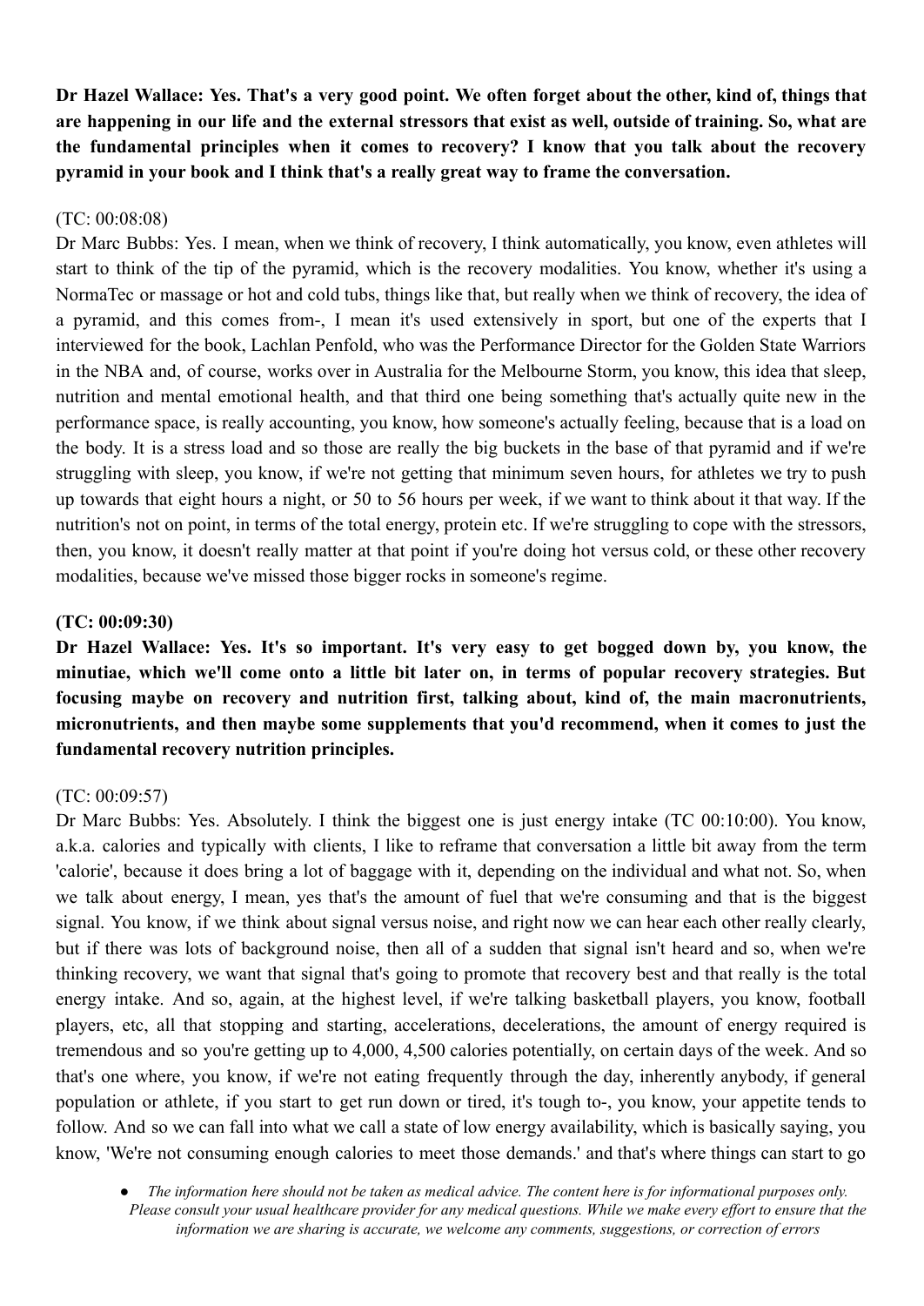**Dr Hazel Wallace: Yes. That's a very good point. We often forget about the other, kind of, things that are happening in our life and the external stressors that exist as well, outside of training. So, what are the fundamental principles when it comes to recovery? I know that you talk about the recovery pyramid in your book and I think that's a really great way to frame the conversation.**

(TC: 00:08:08)

Dr Marc Bubbs: Yes. I mean, when we think of recovery, I think automatically, you know, even athletes will start to think of the tip of the pyramid, which is the recovery modalities. You know, whether it's using a NormaTec or massage or hot and cold tubs, things like that, but really when we think of recovery, the idea of a pyramid, and this comes from-, I mean it's used extensively in sport, but one of the experts that I interviewed for the book, Lachlan Penfold, who was the Performance Director for the Golden State Warriors in the NBA and, of course, works over in Australia for the Melbourne Storm, you know, this idea that sleep, nutrition and mental emotional health, and that third one being something that's actually quite new in the performance space, is really accounting, you know, how someone's actually feeling, because that is a load on the body. It is a stress load and so those are really the big buckets in the base of that pyramid and if we're struggling with sleep, you know, if we're not getting that minimum seven hours, for athletes we try to push up towards that eight hours a night, or 50 to 56 hours per week, if we want to think about it that way. If the nutrition's not on point, in terms of the total energy, protein etc. If we're struggling to cope with the stressors, then, you know, it doesn't really matter at that point if you're doing hot versus cold, or these other recovery modalities, because we've missed those bigger rocks in someone's regime.

**(TC: 00:09:30)**

**Dr Hazel Wallace: Yes. It's so important. It's very easy to get bogged down by, you know, the minutiae, which we'll come onto a little bit later on, in terms of popular recovery strategies. But focusing maybe on recovery and nutrition first, talking about, kind of, the main macronutrients, micronutrients, and then maybe some supplements that you'd recommend, when it comes to just the fundamental recovery nutrition principles.**

(TC: 00:09:57)

Dr Marc Bubbs: Yes. Absolutely. I think the biggest one is just energy intake (TC 00:10:00). You know, a.k.a. calories and typically with clients, I like to reframe that conversation a little bit away from the term 'calorie', because it does bring a lot of baggage with it, depending on the individual and what not. So, when we talk about energy, I mean, yes that's the amount of fuel that we're consuming and that is the biggest signal. You know, if we think about signal versus noise, and right now we can hear each other really clearly, but if there was lots of background noise, then all of a sudden that signal isn't heard and so, when we're thinking recovery, we want that signal that's going to promote that recovery best and that really is the total energy intake. And so, again, at the highest level, if we're talking basketball players, you know, football players, etc, all that stopping and starting, accelerations, decelerations, the amount of energy required is tremendous and so you're getting up to 4,000, 4,500 calories potentially, on certain days of the week. And so that's one where, you know, if we're not eating frequently through the day, inherently anybody, if general population or athlete, if you start to get run down or tired, it's tough to-, you know, your appetite tends to follow. And so we can fall into what we call a state of low energy availability, which is basically saying, you know, 'We're not consuming enough calories to meet those demands.' and that's where things can start to go

- *The information here should not be taken as medical advice. The content here is for informational purposes only. Please consult your usual healthcare provider for any medical questions. While we make every effort to ensure that the information we are sharing is accurate, we welcome any comments, suggestions, or correction of errors*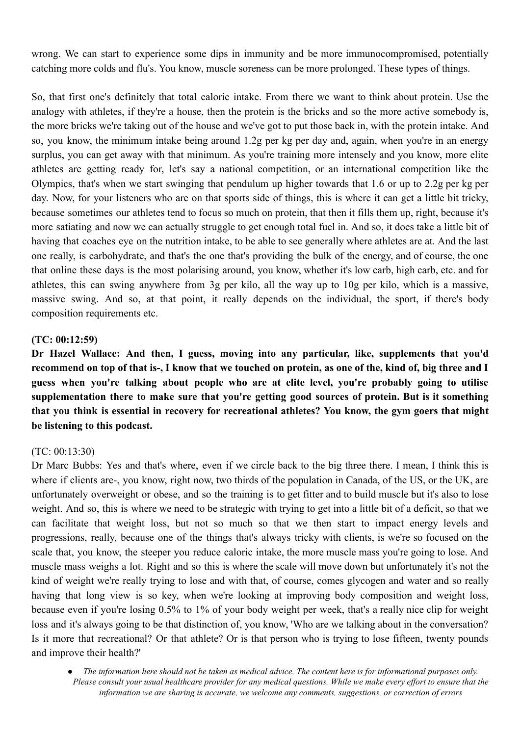wrong. We can start to experience some dips in immunity and be more immunocompromised, potentially catching more colds and flu's. You know, muscle soreness can be more prolonged. These types of things.

So, that first one's definitely that total caloric intake. From there we want to think about protein. Use the analogy with athletes, if they're a house, then the protein is the bricks and so the more active somebody is, the more bricks we're taking out of the house and we've got to put those back in, with the protein intake. And so, you know, the minimum intake being around 1.2g per kg per day and, again, when you're in an energy surplus, you can get away with that minimum. As you're training more intensely and you know, more elite athletes are getting ready for, let's say a national competition, or an international competition like the Olympics, that's when we start swinging that pendulum up higher towards that 1.6 or up to 2.2g per kg per day. Now, for your listeners who are on that sports side of things, this is where it can get a little bit tricky, because sometimes our athletes tend to focus so much on protein, that then it fills them up, right, because it's more satiating and now we can actually struggle to get enough total fuel in. And so, it does take a little bit of having that coaches eye on the nutrition intake, to be able to see generally where athletes are at. And the last one really, is carbohydrate, and that's the one that's providing the bulk of the energy, and of course, the one that online these days is the most polarising around, you know, whether it's low carb, high carb, etc. and for athletes, this can swing anywhere from 3g per kilo, all the way up to 10g per kilo, which is a massive, massive swing. And so, at that point, it really depends on the individual, the sport, if there's body composition requirements etc.

**(TC: 00:12:59)**

**Dr Hazel Wallace: And then, I guess, moving into any particular, like, supplements that you'd recommend on top of that is-, I know that we touched on protein, as one of the, kind of, big three and I guess when you're talking about people who are at elite level, you're probably going to utilise supplementation there to make sure that you're getting good sources of protein. But is it something that you think is essential in recovery for recreational athletes? You know, the gym goers that might be listening to this podcast.**

(TC: 00:13:30)

Dr Marc Bubbs: Yes and that's where, even if we circle back to the big three there. I mean, I think this is where if clients are-, you know, right now, two thirds of the population in Canada, of the US, or the UK, are unfortunately overweight or obese, and so the training is to get fitter and to build muscle but it's also to lose weight. And so, this is where we need to be strategic with trying to get into a little bit of a deficit, so that we can facilitate that weight loss, but not so much so that we then start to impact energy levels and progressions, really, because one of the things that's always tricky with clients, is we're so focused on the scale that, you know, the steeper you reduce caloric intake, the more muscle mass you're going to lose. And muscle mass weighs a lot. Right and so this is where the scale will move down but unfortunately it's not the kind of weight we're really trying to lose and with that, of course, comes glycogen and water and so really having that long view is so key, when we're looking at improving body composition and weight loss, because even if you're losing 0.5% to 1% of your body weight per week, that's a really nice clip for weight loss and it's always going to be that distinction of, you know, 'Who are we talking about in the conversation? Is it more that recreational? Or that athlete? Or is that person who is trying to lose fifteen, twenty pounds and improve their health?'

- *The information here should not be taken as medical advice. The content here is for informational purposes only. Please consult your usual healthcare provider for any medical questions. While we make every effort to ensure that the information we are sharing is accurate, we welcome any comments, suggestions, or correction of errors*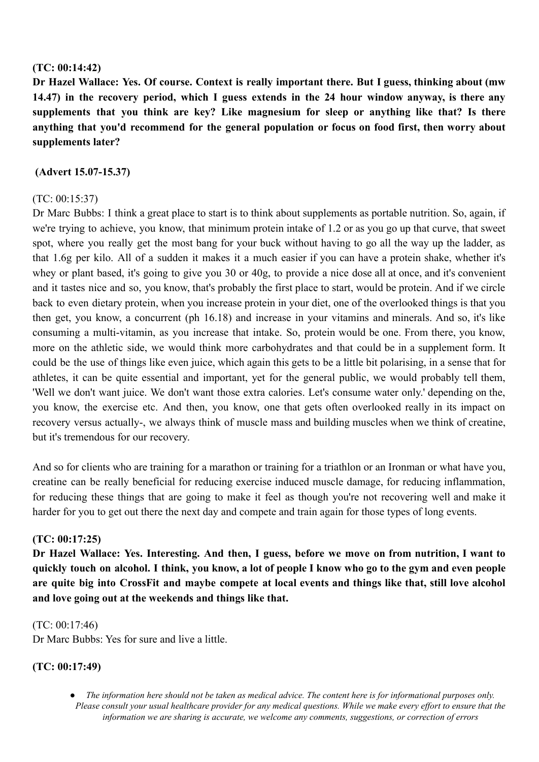**(TC: 00:14:42)**

**Dr Hazel Wallace: Yes. Of course. Context is really important there. But I guess, thinking about (mw 14.47) in the recovery period, which I guess extends in the 24 hour window anyway, is there any supplements that you think are key? Like magnesium for sleep or anything like that? Is there anything that you'd recommend for the general population or focus on food first, then worry about supplements later?**

**(Advert 15.07-15.37)**

(TC: 00:15:37)

Dr Marc Bubbs: I think a great place to start is to think about supplements as portable nutrition. So, again, if we're trying to achieve, you know, that minimum protein intake of 1.2 or as you go up that curve, that sweet spot, where you really get the most bang for your buck without having to go all the way up the ladder, as that 1.6g per kilo. All of a sudden it makes it a much easier if you can have a protein shake, whether it's whey or plant based, it's going to give you 30 or 40g, to provide a nice dose all at once, and it's convenient and it tastes nice and so, you know, that's probably the first place to start, would be protein. And if we circle back to even dietary protein, when you increase protein in your diet, one of the overlooked things is that you then get, you know, a concurrent (ph 16.18) and increase in your vitamins and minerals. And so, it's like consuming a multi-vitamin, as you increase that intake. So, protein would be one. From there, you know, more on the athletic side, we would think more carbohydrates and that could be in a supplement form. It could be the use of things like even juice, which again this gets to be a little bit polarising, in a sense that for athletes, it can be quite essential and important, yet for the general public, we would probably tell them, 'Well we don't want juice. We don't want those extra calories. Let's consume water only.' depending on the, you know, the exercise etc. And then, you know, one that gets often overlooked really in its impact on recovery versus actually-, we always think of muscle mass and building muscles when we think of creatine, but it's tremendous for our recovery.

And so for clients who are training for a marathon or training for a triathlon or an Ironman or what have you, creatine can be really beneficial for reducing exercise induced muscle damage, for reducing inflammation, for reducing these things that are going to make it feel as though you're not recovering well and make it harder for you to get out there the next day and compete and train again for those types of long events.

**(TC: 00:17:25)**

**Dr Hazel Wallace: Yes. Interesting. And then, I guess, before we move on from nutrition, I want to quickly touch on alcohol. I think, you know, a lot of people I know who go to the gym and even people are quite big into CrossFit and maybe compete at local events and things like that, still love alcohol and love going out at the weekends and things like that.**

(TC: 00:17:46)

Dr Marc Bubbs: Yes for sure and live a little.

**(TC: 00:17:49)**

- *The information here should not be taken as medical advice. The content here is for informational purposes only. Please consult your usual healthcare provider for any medical questions. While we make every effort to ensure that the information we are sharing is accurate, we welcome any comments, suggestions, or correction of errors*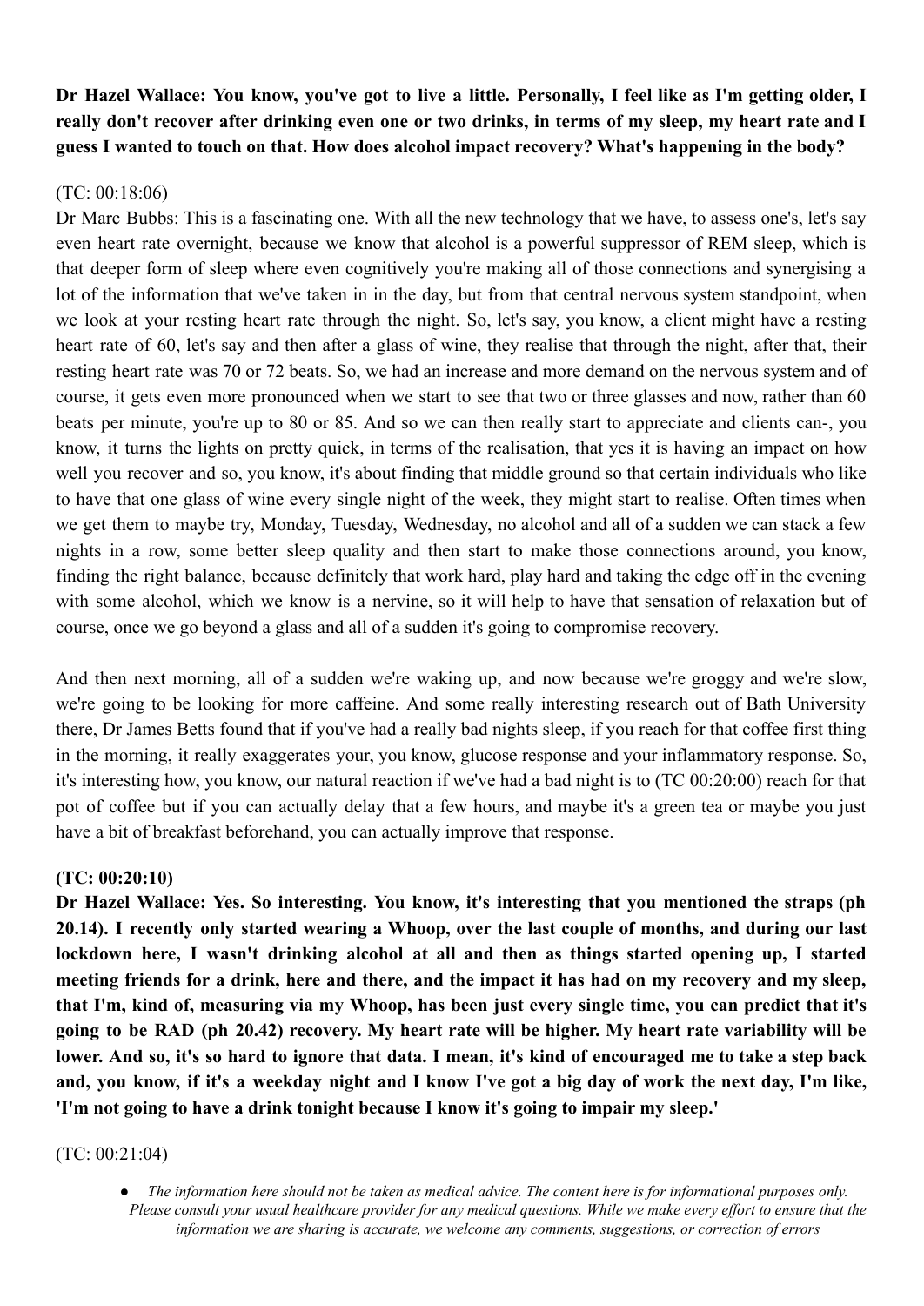**Dr Hazel Wallace: You know, you've got to live a little. Personally, I feel like as I'm getting older, I really don't recover after drinking even one or two drinks, in terms of my sleep, my heart rate and I guess I wanted to touch on that. How does alcohol impact recovery? What's happening in the body?**

(TC: 00:18:06)

Dr Marc Bubbs: This is a fascinating one. With all the new technology that we have, to assess one's, let's say even heart rate overnight, because we know that alcohol is a powerful suppressor of REM sleep, which is that deeper form of sleep where even cognitively you're making all of those connections and synergising a lot of the information that we've taken in in the day, but from that central nervous system standpoint, when we look at your resting heart rate through the night. So, let's say, you know, a client might have a resting heart rate of 60, let's say and then after a glass of wine, they realise that through the night, after that, their resting heart rate was 70 or 72 beats. So, we had an increase and more demand on the nervous system and of course, it gets even more pronounced when we start to see that two or three glasses and now, rather than 60 beats per minute, you're up to 80 or 85. And so we can then really start to appreciate and clients can-, you know, it turns the lights on pretty quick, in terms of the realisation, that yes it is having an impact on how well you recover and so, you know, it's about finding that middle ground so that certain individuals who like to have that one glass of wine every single night of the week, they might start to realise. Often times when we get them to maybe try, Monday, Tuesday, Wednesday, no alcohol and all of a sudden we can stack a few nights in a row, some better sleep quality and then start to make those connections around, you know, finding the right balance, because definitely that work hard, play hard and taking the edge off in the evening with some alcohol, which we know is a nervine, so it will help to have that sensation of relaxation but of course, once we go beyond a glass and all of a sudden it's going to compromise recovery.

And then next morning, all of a sudden we're waking up, and now because we're groggy and we're slow, we're going to be looking for more caffeine. And some really interesting research out of Bath University there, Dr James Betts found that if you've had a really bad nights sleep, if you reach for that coffee first thing in the morning, it really exaggerates your, you know, glucose response and your inflammatory response. So, it's interesting how, you know, our natural reaction if we've had a bad night is to (TC 00:20:00) reach for that pot of coffee but if you can actually delay that a few hours, and maybe it's a green tea or maybe you just have a bit of breakfast beforehand, you can actually improve that response.

**(TC: 00:20:10)**

**Dr Hazel Wallace: Yes. So interesting. You know, it's interesting that you mentioned the straps (ph 20.14). I recently only started wearing a Whoop, over the last couple of months, and during our last lockdown here, I wasn't drinking alcohol at all and then as things started opening up, I started meeting friends for a drink, here and there, and the impact it has had on my recovery and my sleep, that I'm, kind of, measuring via my Whoop, has been just every single time, you can predict that it's going to be RAD (ph 20.42) recovery. My heart rate will be higher. My heart rate variability will be lower. And so, it's so hard to ignore that data. I mean, it's kind of encouraged me to take a step back and, you know, if it's a weekday night and I know I've got a big day of work the next day, I'm like, 'I'm not going to have a drink tonight because I know it's going to impair my sleep.'**

(TC: 00:21:04)

- *The information here should not be taken as medical advice. The content here is for informational purposes only. Please consult your usual healthcare provider for any medical questions. While we make every effort to ensure that the information we are sharing is accurate, we welcome any comments, suggestions, or correction of errors*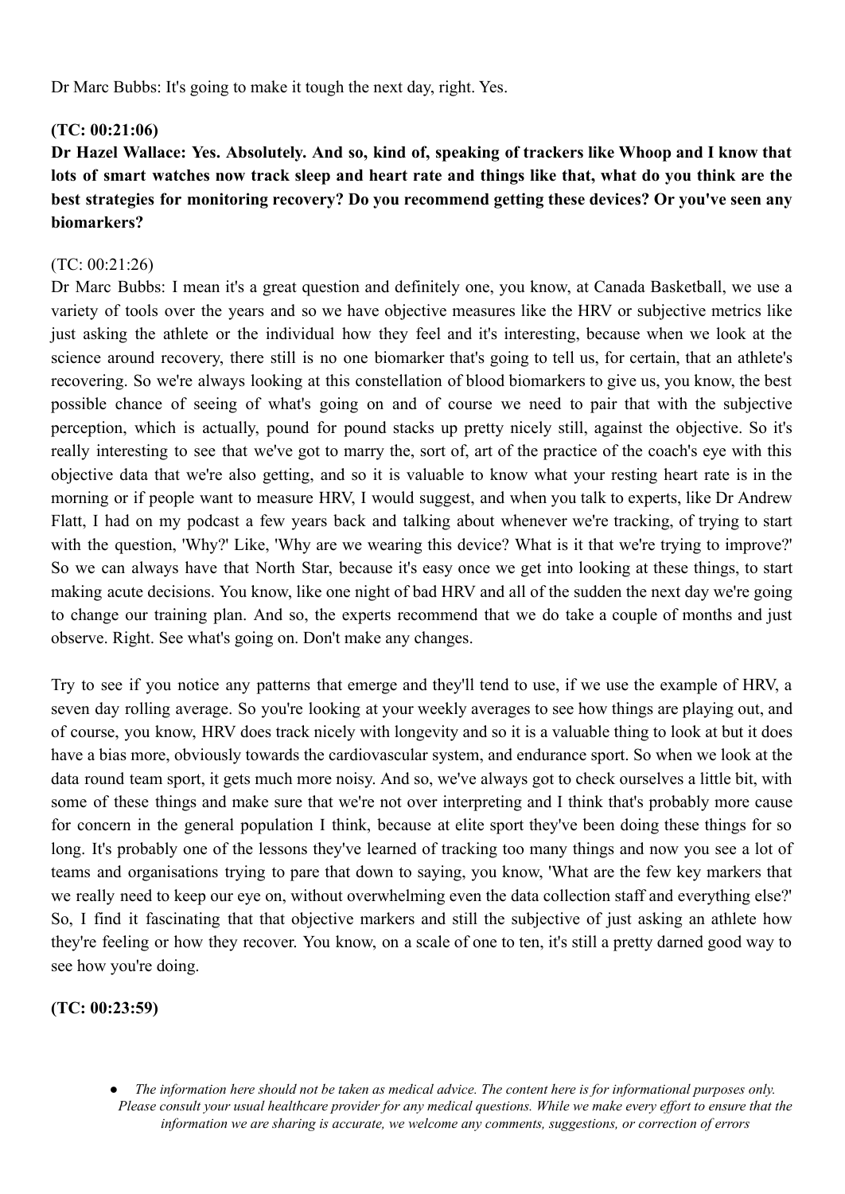Dr Marc Bubbs: It's going to make it tough the next day, right. Yes.

**(TC: 00:21:06)**

**Dr Hazel Wallace: Yes. Absolutely. And so, kind of, speaking of trackers like Whoop and I know that lots of smart watches now track sleep and heart rate and things like that, what do you think are the best strategies for monitoring recovery? Do you recommend getting these devices? Or you've seen any biomarkers?**

(TC: 00:21:26)

Dr Marc Bubbs: I mean it's a great question and definitely one, you know, at Canada Basketball, we use a variety of tools over the years and so we have objective measures like the HRV or subjective metrics like just asking the athlete or the individual how they feel and it's interesting, because when we look at the science around recovery, there still is no one biomarker that's going to tell us, for certain, that an athlete's recovering. So we're always looking at this constellation of blood biomarkers to give us, you know, the best possible chance of seeing of what's going on and of course we need to pair that with the subjective perception, which is actually, pound for pound stacks up pretty nicely still, against the objective. So it's really interesting to see that we've got to marry the, sort of, art of the practice of the coach's eye with this objective data that we're also getting, and so it is valuable to know what your resting heart rate is in the morning or if people want to measure HRV, I would suggest, and when you talk to experts, like Dr Andrew Flatt, I had on my podcast a few years back and talking about whenever we're tracking, of trying to start with the question, 'Why?' Like, 'Why are we wearing this device? What is it that we're trying to improve?' So we can always have that North Star, because it's easy once we get into looking at these things, to start making acute decisions. You know, like one night of bad HRV and all of the sudden the next day we're going to change our training plan. And so, the experts recommend that we do take a couple of months and just observe. Right. See what's going on. Don't make any changes.

Try to see if you notice any patterns that emerge and they'll tend to use, if we use the example of HRV, a seven day rolling average. So you're looking at your weekly averages to see how things are playing out, and of course, you know, HRV does track nicely with longevity and so it is a valuable thing to look at but it does have a bias more, obviously towards the cardiovascular system, and endurance sport. So when we look at the data round team sport, it gets much more noisy. And so, we've always got to check ourselves a little bit, with some of these things and make sure that we're not over interpreting and I think that's probably more cause for concern in the general population I think, because at elite sport they've been doing these things for so long. It's probably one of the lessons they've learned of tracking too many things and now you see a lot of teams and organisations trying to pare that down to saying, you know, 'What are the few key markers that we really need to keep our eye on, without overwhelming even the data collection staff and everything else?' So, I find it fascinating that that objective markers and still the subjective of just asking an athlete how they're feeling or how they recover. You know, on a scale of one to ten, it's still a pretty darned good way to see how you're doing.

**(TC: 00:23:59)**

- *The information here should not be taken as medical advice. The content here is for informational purposes only. Please consult your usual healthcare provider for any medical questions. While we make every effort to ensure that the information we are sharing is accurate, we welcome any comments, suggestions, or correction of errors*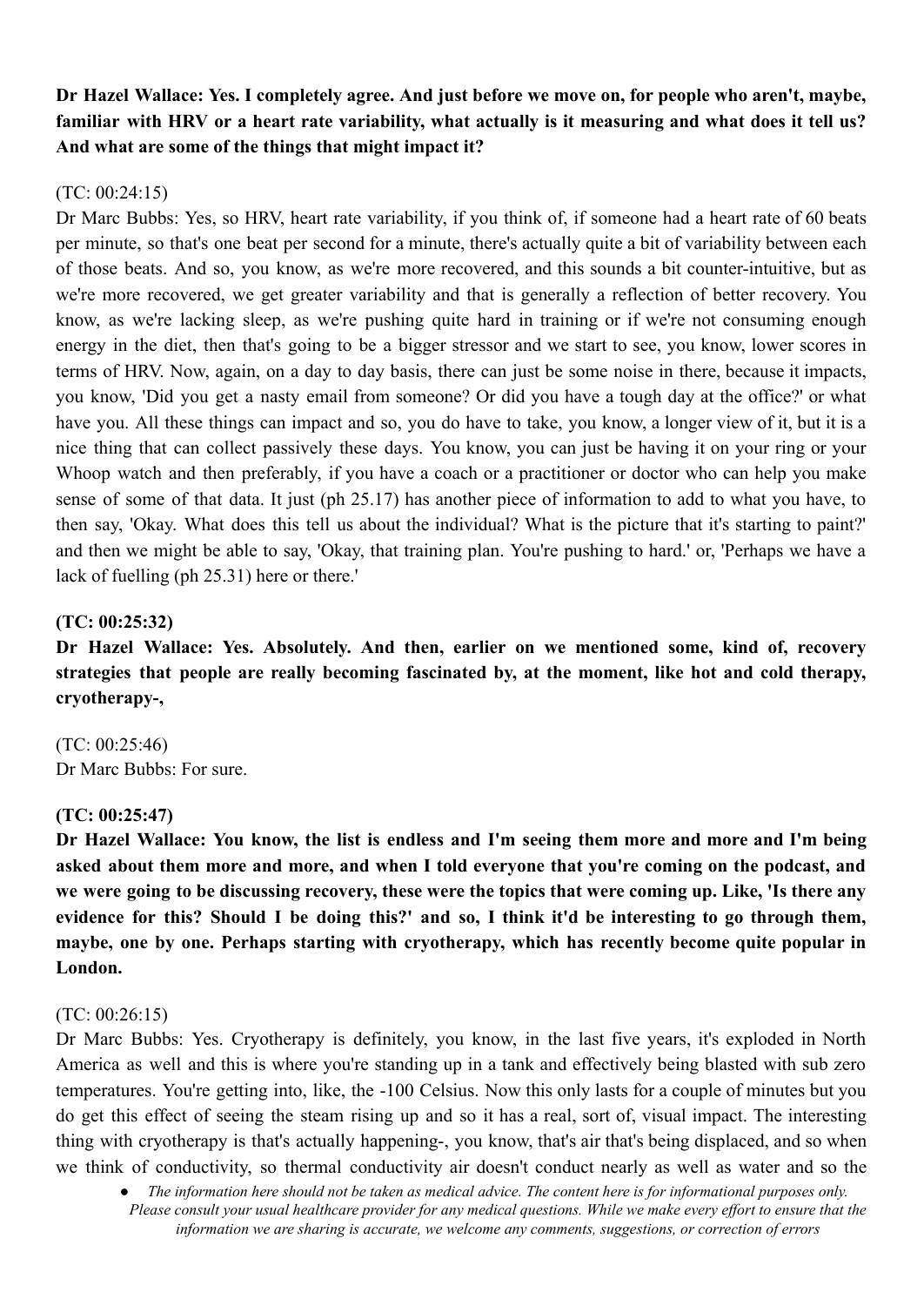**Dr Hazel Wallace: Yes. I completely agree. And just before we move on, for people who aren't, maybe, familiar with HRV or a heart rate variability, what actually is it measuring and what does it tell us? And what are some of the things that might impact it?**

(TC: 00:24:15)
Dr Marc Bubbs: Yes, so HRV, heart rate variability, if you think of, if someone had a heart rate of 60 beats per minute, so that's one beat per second for a minute, there's actually quite a bit of variability between each of those beats. And so, you know, as we're more recovered, and this sounds a bit counter-intuitive, but as we're more recovered, we get greater variability and that is generally a reflection of better recovery. You know, as we're lacking sleep, as we're pushing quite hard in training or if we're not consuming enough energy in the diet, then that's going to be a bigger stressor and we start to see, you know, lower scores in terms of HRV. Now, again, on a day to day basis, there can just be some noise in there, because it impacts, you know, 'Did you get a nasty email from someone? Or did you have a tough day at the office?' or what have you. All these things can impact and so, you do have to take, you know, a longer view of it, but it is a nice thing that can collect passively these days. You know, you can just be having it on your ring or your Whoop watch and then preferably, if you have a coach or a practitioner or doctor who can help you make sense of some of that data. It just (ph 25.17) has another piece of information to add to what you have, to then say, 'Okay. What does this tell us about the individual? What is the picture that it's starting to paint?' and then we might be able to say, 'Okay, that training plan. You're pushing to hard.' or, 'Perhaps we have a lack of fuelling (ph 25.31) here or there.'

**(TC: 00:25:32)**
**Dr Hazel Wallace: Yes. Absolutely. And then, earlier on we mentioned some, kind of, recovery strategies that people are really becoming fascinated by, at the moment, like hot and cold therapy, cryotherapy-,**

(TC: 00:25:46)
Dr Marc Bubbs: For sure.

**(TC: 00:25:47)**
**Dr Hazel Wallace: You know, the list is endless and I'm seeing them more and more and I'm being asked about them more and more, and when I told everyone that you're coming on the podcast, and we were going to be discussing recovery, these were the topics that were coming up. Like, 'Is there any evidence for this? Should I be doing this?' and so, I think it'd be interesting to go through them, maybe, one by one. Perhaps starting with cryotherapy, which has recently become quite popular in London.**

(TC: 00:26:15)
Dr Marc Bubbs: Yes. Cryotherapy is definitely, you know, in the last five years, it's exploded in North America as well and this is where you're standing up in a tank and effectively being blasted with sub zero temperatures. You're getting into, like, the -100 Celsius. Now this only lasts for a couple of minutes but you do get this effect of seeing the steam rising up and so it has a real, sort of, visual impact. The interesting thing with cryotherapy is that's actually happening-, you know, that's air that's being displaced, and so when we think of conductivity, so thermal conductivity air doesn't conduct nearly as well as water and so the

- *The information here should not be taken as medical advice. The content here is for informational purposes only. Please consult your usual healthcare provider for any medical questions. While we make every effort to ensure that the information we are sharing is accurate, we welcome any comments, suggestions, or correction of errors*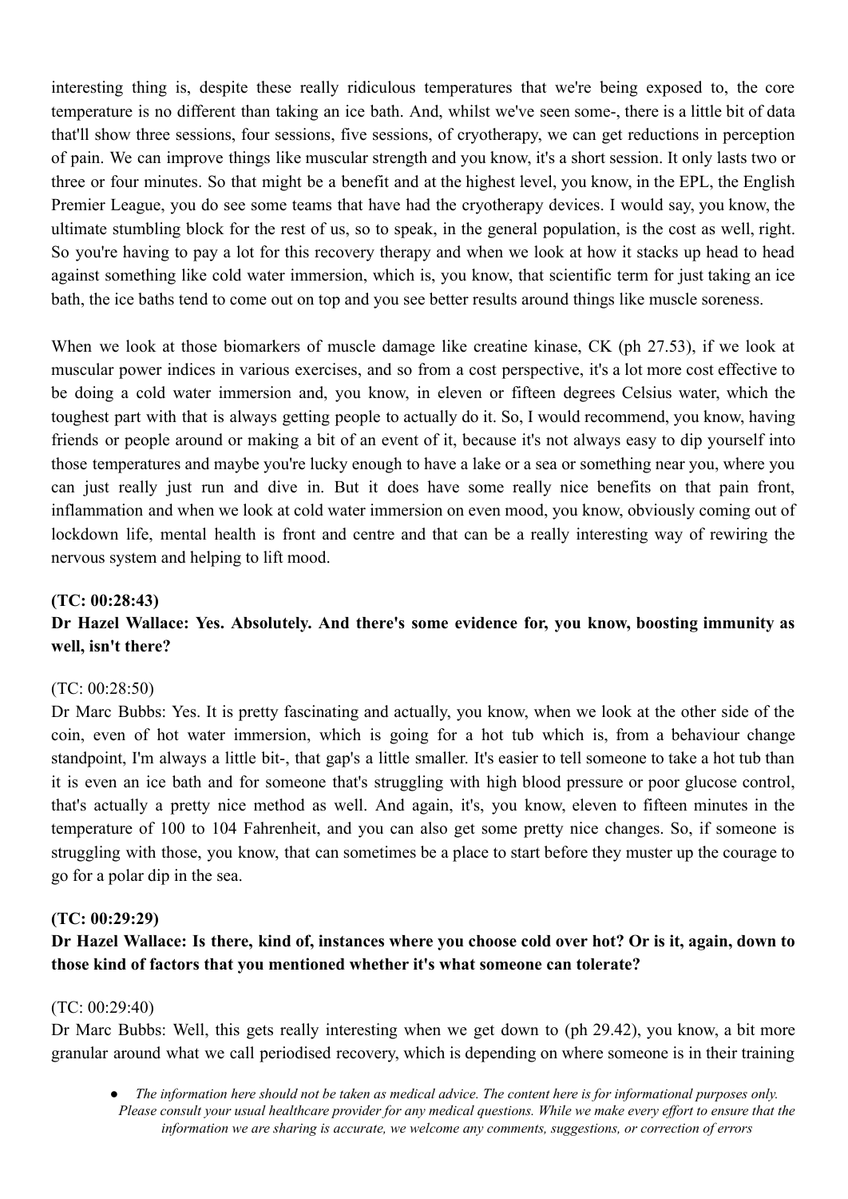interesting thing is, despite these really ridiculous temperatures that we're being exposed to, the core temperature is no different than taking an ice bath. And, whilst we've seen some-, there is a little bit of data that'll show three sessions, four sessions, five sessions, of cryotherapy, we can get reductions in perception of pain. We can improve things like muscular strength and you know, it's a short session. It only lasts two or three or four minutes. So that might be a benefit and at the highest level, you know, in the EPL, the English Premier League, you do see some teams that have had the cryotherapy devices. I would say, you know, the ultimate stumbling block for the rest of us, so to speak, in the general population, is the cost as well, right. So you're having to pay a lot for this recovery therapy and when we look at how it stacks up head to head against something like cold water immersion, which is, you know, that scientific term for just taking an ice bath, the ice baths tend to come out on top and you see better results around things like muscle soreness.

When we look at those biomarkers of muscle damage like creatine kinase, CK (ph 27.53), if we look at muscular power indices in various exercises, and so from a cost perspective, it's a lot more cost effective to be doing a cold water immersion and, you know, in eleven or fifteen degrees Celsius water, which the toughest part with that is always getting people to actually do it. So, I would recommend, you know, having friends or people around or making a bit of an event of it, because it's not always easy to dip yourself into those temperatures and maybe you're lucky enough to have a lake or a sea or something near you, where you can just really just run and dive in. But it does have some really nice benefits on that pain front, inflammation and when we look at cold water immersion on even mood, you know, obviously coming out of lockdown life, mental health is front and centre and that can be a really interesting way of rewiring the nervous system and helping to lift mood.

**(TC: 00:28:43)**

**Dr Hazel Wallace: Yes. Absolutely. And there's some evidence for, you know, boosting immunity as well, isn't there?**

(TC: 00:28:50)

Dr Marc Bubbs: Yes. It is pretty fascinating and actually, you know, when we look at the other side of the coin, even of hot water immersion, which is going for a hot tub which is, from a behaviour change standpoint, I'm always a little bit-, that gap's a little smaller. It's easier to tell someone to take a hot tub than it is even an ice bath and for someone that's struggling with high blood pressure or poor glucose control, that's actually a pretty nice method as well. And again, it's, you know, eleven to fifteen minutes in the temperature of 100 to 104 Fahrenheit, and you can also get some pretty nice changes. So, if someone is struggling with those, you know, that can sometimes be a place to start before they muster up the courage to go for a polar dip in the sea.

**(TC: 00:29:29)**

**Dr Hazel Wallace: Is there, kind of, instances where you choose cold over hot? Or is it, again, down to those kind of factors that you mentioned whether it's what someone can tolerate?**

(TC: 00:29:40)

Dr Marc Bubbs: Well, this gets really interesting when we get down to (ph 29.42), you know, a bit more granular around what we call periodised recovery, which is depending on where someone is in their training

- *The information here should not be taken as medical advice. The content here is for informational purposes only. Please consult your usual healthcare provider for any medical questions. While we make every effort to ensure that the information we are sharing is accurate, we welcome any comments, suggestions, or correction of errors*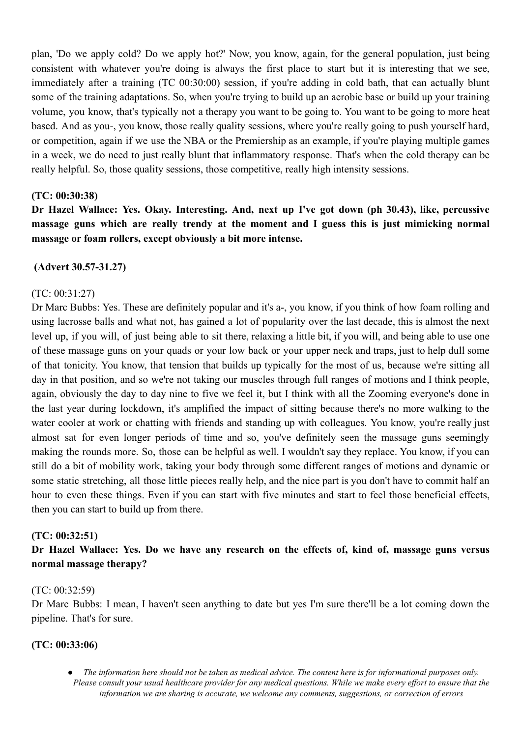plan, 'Do we apply cold? Do we apply hot?' Now, you know, again, for the general population, just being consistent with whatever you're doing is always the first place to start but it is interesting that we see, immediately after a training (TC 00:30:00) session, if you're adding in cold bath, that can actually blunt some of the training adaptations. So, when you're trying to build up an aerobic base or build up your training volume, you know, that's typically not a therapy you want to be going to. You want to be going to more heat based. And as you-, you know, those really quality sessions, where you're really going to push yourself hard, or competition, again if we use the NBA or the Premiership as an example, if you're playing multiple games in a week, we do need to just really blunt that inflammatory response. That's when the cold therapy can be really helpful. So, those quality sessions, those competitive, really high intensity sessions.

**(TC: 00:30:38)**

**Dr Hazel Wallace: Yes. Okay. Interesting. And, next up I've got down (ph 30.43), like, percussive massage guns which are really trendy at the moment and I guess this is just mimicking normal massage or foam rollers, except obviously a bit more intense.**

**(Advert 30.57-31.27)**

(TC: 00:31:27)

Dr Marc Bubbs: Yes. These are definitely popular and it's a-, you know, if you think of how foam rolling and using lacrosse balls and what not, has gained a lot of popularity over the last decade, this is almost the next level up, if you will, of just being able to sit there, relaxing a little bit, if you will, and being able to use one of these massage guns on your quads or your low back or your upper neck and traps, just to help dull some of that tonicity. You know, that tension that builds up typically for the most of us, because we're sitting all day in that position, and so we're not taking our muscles through full ranges of motions and I think people, again, obviously the day to day nine to five we feel it, but I think with all the Zooming everyone's done in the last year during lockdown, it's amplified the impact of sitting because there's no more walking to the water cooler at work or chatting with friends and standing up with colleagues. You know, you're really just almost sat for even longer periods of time and so, you've definitely seen the massage guns seemingly making the rounds more. So, those can be helpful as well. I wouldn't say they replace. You know, if you can still do a bit of mobility work, taking your body through some different ranges of motions and dynamic or some static stretching, all those little pieces really help, and the nice part is you don't have to commit half an hour to even these things. Even if you can start with five minutes and start to feel those beneficial effects, then you can start to build up from there.

**(TC: 00:32:51)**

**Dr Hazel Wallace: Yes. Do we have any research on the effects of, kind of, massage guns versus normal massage therapy?**

(TC: 00:32:59)

Dr Marc Bubbs: I mean, I haven't seen anything to date but yes I'm sure there'll be a lot coming down the pipeline. That's for sure.

**(TC: 00:33:06)**

- *The information here should not be taken as medical advice. The content here is for informational purposes only. Please consult your usual healthcare provider for any medical questions. While we make every effort to ensure that the information we are sharing is accurate, we welcome any comments, suggestions, or correction of errors*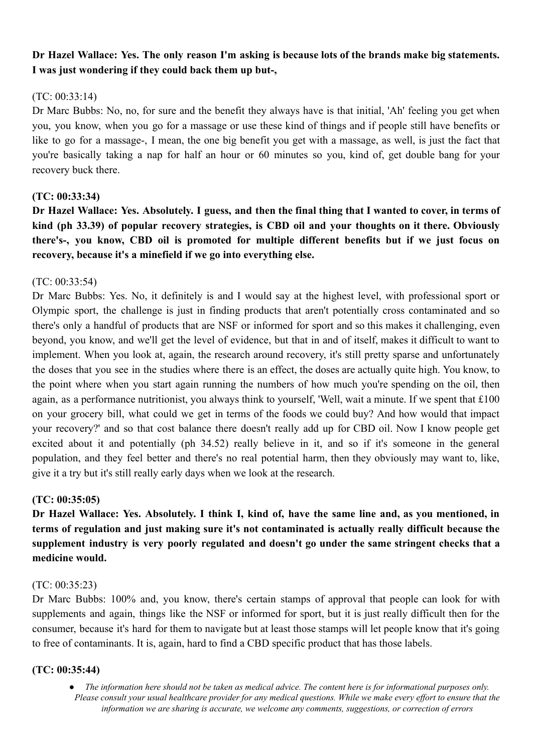**Dr Hazel Wallace: Yes. The only reason I'm asking is because lots of the brands make big statements. I was just wondering if they could back them up but-,**

(TC: 00:33:14)

Dr Marc Bubbs: No, no, for sure and the benefit they always have is that initial, 'Ah' feeling you get when you, you know, when you go for a massage or use these kind of things and if people still have benefits or like to go for a massage-, I mean, the one big benefit you get with a massage, as well, is just the fact that you're basically taking a nap for half an hour or 60 minutes so you, kind of, get double bang for your recovery buck there.

**(TC: 00:33:34)**

**Dr Hazel Wallace: Yes. Absolutely. I guess, and then the final thing that I wanted to cover, in terms of kind (ph 33.39) of popular recovery strategies, is CBD oil and your thoughts on it there. Obviously there's-, you know, CBD oil is promoted for multiple different benefits but if we just focus on recovery, because it's a minefield if we go into everything else.**

(TC: 00:33:54)

Dr Marc Bubbs: Yes. No, it definitely is and I would say at the highest level, with professional sport or Olympic sport, the challenge is just in finding products that aren't potentially cross contaminated and so there's only a handful of products that are NSF or informed for sport and so this makes it challenging, even beyond, you know, and we'll get the level of evidence, but that in and of itself, makes it difficult to want to implement. When you look at, again, the research around recovery, it's still pretty sparse and unfortunately the doses that you see in the studies where there is an effect, the doses are actually quite high. You know, to the point where when you start again running the numbers of how much you're spending on the oil, then again, as a performance nutritionist, you always think to yourself, 'Well, wait a minute. If we spent that £100 on your grocery bill, what could we get in terms of the foods we could buy? And how would that impact your recovery?' and so that cost balance there doesn't really add up for CBD oil. Now I know people get excited about it and potentially (ph 34.52) really believe in it, and so if it's someone in the general population, and they feel better and there's no real potential harm, then they obviously may want to, like, give it a try but it's still really early days when we look at the research.

**(TC: 00:35:05)**

**Dr Hazel Wallace: Yes. Absolutely. I think I, kind of, have the same line and, as you mentioned, in terms of regulation and just making sure it's not contaminated is actually really difficult because the supplement industry is very poorly regulated and doesn't go under the same stringent checks that a medicine would.**

(TC: 00:35:23)

Dr Marc Bubbs: 100% and, you know, there's certain stamps of approval that people can look for with supplements and again, things like the NSF or informed for sport, but it is just really difficult then for the consumer, because it's hard for them to navigate but at least those stamps will let people know that it's going to free of contaminants. It is, again, hard to find a CBD specific product that has those labels.

**(TC: 00:35:44)**

- *The information here should not be taken as medical advice. The content here is for informational purposes only. Please consult your usual healthcare provider for any medical questions. While we make every effort to ensure that the information we are sharing is accurate, we welcome any comments, suggestions, or correction of errors*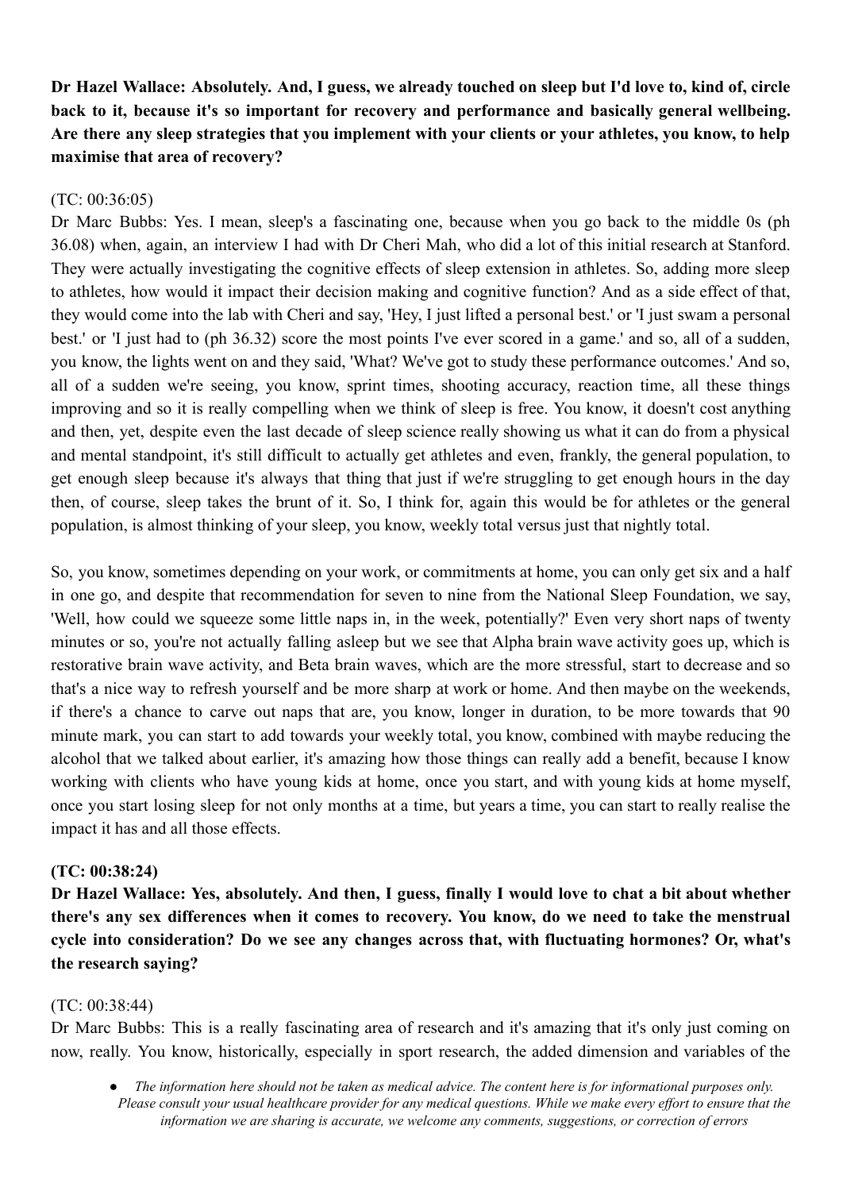**Dr Hazel Wallace: Absolutely. And, I guess, we already touched on sleep but I'd love to, kind of, circle back to it, because it's so important for recovery and performance and basically general wellbeing. Are there any sleep strategies that you implement with your clients or your athletes, you know, to help maximise that area of recovery?**

(TC: 00:36:05)

Dr Marc Bubbs: Yes. I mean, sleep's a fascinating one, because when you go back to the middle 0s (ph 36.08) when, again, an interview I had with Dr Cheri Mah, who did a lot of this initial research at Stanford. They were actually investigating the cognitive effects of sleep extension in athletes. So, adding more sleep to athletes, how would it impact their decision making and cognitive function? And as a side effect of that, they would come into the lab with Cheri and say, 'Hey, I just lifted a personal best.' or 'I just swam a personal best.' or 'I just had to (ph 36.32) score the most points I've ever scored in a game.' and so, all of a sudden, you know, the lights went on and they said, 'What? We've got to study these performance outcomes.' And so, all of a sudden we're seeing, you know, sprint times, shooting accuracy, reaction time, all these things improving and so it is really compelling when we think of sleep is free. You know, it doesn't cost anything and then, yet, despite even the last decade of sleep science really showing us what it can do from a physical and mental standpoint, it's still difficult to actually get athletes and even, frankly, the general population, to get enough sleep because it's always that thing that just if we're struggling to get enough hours in the day then, of course, sleep takes the brunt of it. So, I think for, again this would be for athletes or the general population, is almost thinking of your sleep, you know, weekly total versus just that nightly total.

So, you know, sometimes depending on your work, or commitments at home, you can only get six and a half in one go, and despite that recommendation for seven to nine from the National Sleep Foundation, we say, 'Well, how could we squeeze some little naps in, in the week, potentially?' Even very short naps of twenty minutes or so, you're not actually falling asleep but we see that Alpha brain wave activity goes up, which is restorative brain wave activity, and Beta brain waves, which are the more stressful, start to decrease and so that's a nice way to refresh yourself and be more sharp at work or home. And then maybe on the weekends, if there's a chance to carve out naps that are, you know, longer in duration, to be more towards that 90 minute mark, you can start to add towards your weekly total, you know, combined with maybe reducing the alcohol that we talked about earlier, it's amazing how those things can really add a benefit, because I know working with clients who have young kids at home, once you start, and with young kids at home myself, once you start losing sleep for not only months at a time, but years a time, you can start to really realise the impact it has and all those effects.

**(TC: 00:38:24)**

**Dr Hazel Wallace: Yes, absolutely. And then, I guess, finally I would love to chat a bit about whether there's any sex differences when it comes to recovery. You know, do we need to take the menstrual cycle into consideration? Do we see any changes across that, with fluctuating hormones? Or, what's the research saying?**

(TC: 00:38:44)

Dr Marc Bubbs: This is a really fascinating area of research and it's amazing that it's only just coming on now, really. You know, historically, especially in sport research, the added dimension and variables of the

- *The information here should not be taken as medical advice. The content here is for informational purposes only. Please consult your usual healthcare provider for any medical questions. While we make every effort to ensure that the information we are sharing is accurate, we welcome any comments, suggestions, or correction of errors*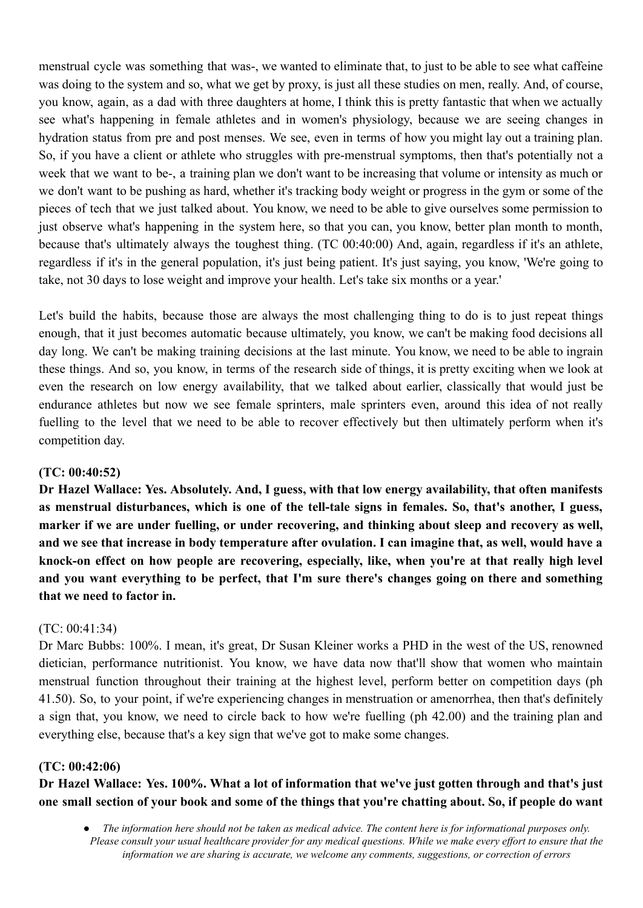menstrual cycle was something that was-, we wanted to eliminate that, to just to be able to see what caffeine was doing to the system and so, what we get by proxy, is just all these studies on men, really. And, of course, you know, again, as a dad with three daughters at home, I think this is pretty fantastic that when we actually see what's happening in female athletes and in women's physiology, because we are seeing changes in hydration status from pre and post menses. We see, even in terms of how you might lay out a training plan. So, if you have a client or athlete who struggles with pre-menstrual symptoms, then that's potentially not a week that we want to be-, a training plan we don't want to be increasing that volume or intensity as much or we don't want to be pushing as hard, whether it's tracking body weight or progress in the gym or some of the pieces of tech that we just talked about. You know, we need to be able to give ourselves some permission to just observe what's happening in the system here, so that you can, you know, better plan month to month, because that's ultimately always the toughest thing. (TC 00:40:00) And, again, regardless if it's an athlete, regardless if it's in the general population, it's just being patient. It's just saying, you know, 'We're going to take, not 30 days to lose weight and improve your health. Let's take six months or a year.'

Let's build the habits, because those are always the most challenging thing to do is to just repeat things enough, that it just becomes automatic because ultimately, you know, we can't be making food decisions all day long. We can't be making training decisions at the last minute. You know, we need to be able to ingrain these things. And so, you know, in terms of the research side of things, it is pretty exciting when we look at even the research on low energy availability, that we talked about earlier, classically that would just be endurance athletes but now we see female sprinters, male sprinters even, around this idea of not really fuelling to the level that we need to be able to recover effectively but then ultimately perform when it's competition day.

**(TC: 00:40:52)**

**Dr Hazel Wallace: Yes. Absolutely. And, I guess, with that low energy availability, that often manifests as menstrual disturbances, which is one of the tell-tale signs in females. So, that's another, I guess, marker if we are under fuelling, or under recovering, and thinking about sleep and recovery as well, and we see that increase in body temperature after ovulation. I can imagine that, as well, would have a knock-on effect on how people are recovering, especially, like, when you're at that really high level and you want everything to be perfect, that I'm sure there's changes going on there and something that we need to factor in.**

(TC: 00:41:34)

Dr Marc Bubbs: 100%. I mean, it's great, Dr Susan Kleiner works a PHD in the west of the US, renowned dietician, performance nutritionist. You know, we have data now that'll show that women who maintain menstrual function throughout their training at the highest level, perform better on competition days (ph 41.50). So, to your point, if we're experiencing changes in menstruation or amenorrhea, then that's definitely a sign that, you know, we need to circle back to how we're fuelling (ph 42.00) and the training plan and everything else, because that's a key sign that we've got to make some changes.

**(TC: 00:42:06)**

**Dr Hazel Wallace: Yes. 100%. What a lot of information that we've just gotten through and that's just one small section of your book and some of the things that you're chatting about. So, if people do want**

- *The information here should not be taken as medical advice. The content here is for informational purposes only. Please consult your usual healthcare provider for any medical questions. While we make every effort to ensure that the information we are sharing is accurate, we welcome any comments, suggestions, or correction of errors*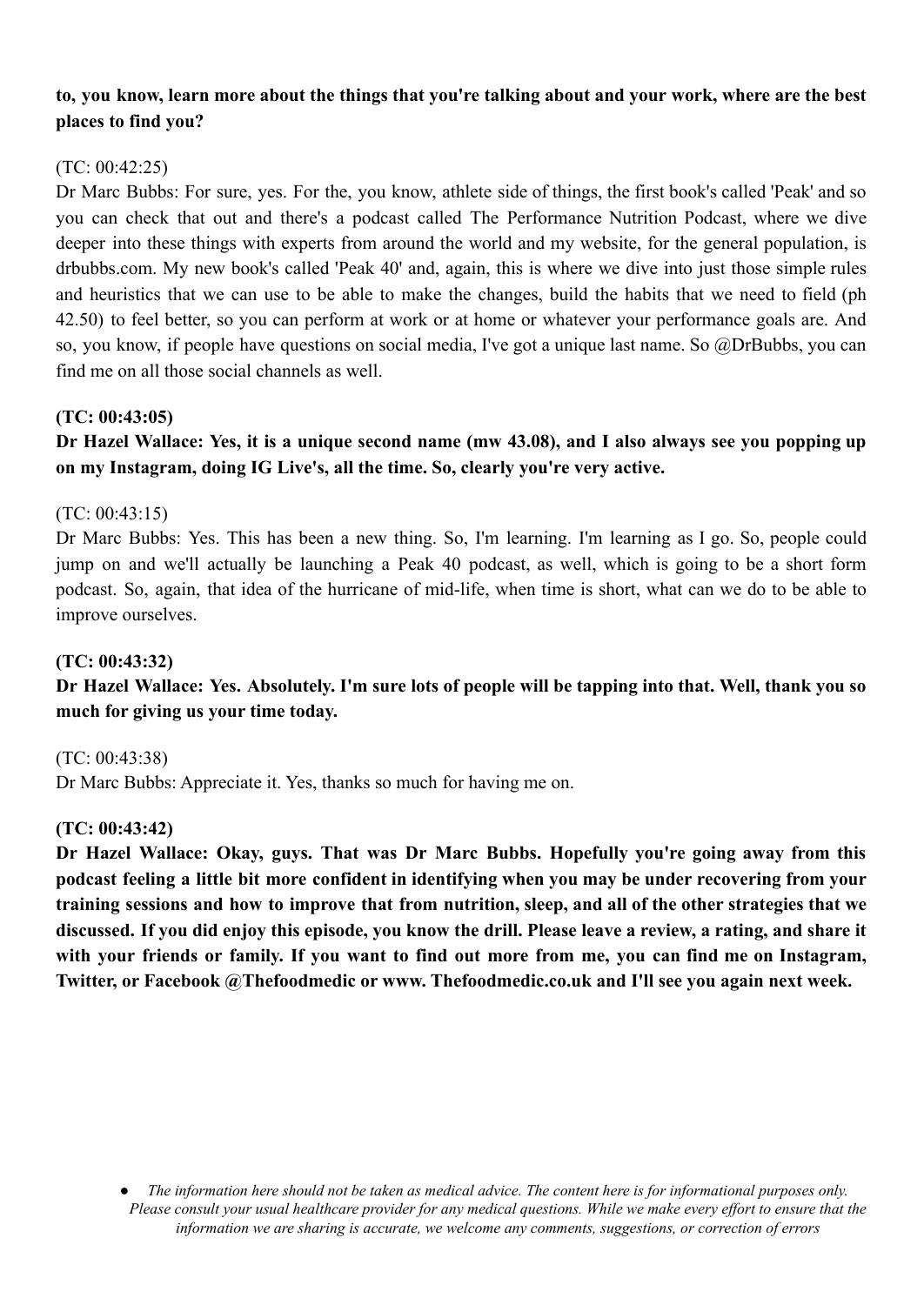**to, you know, learn more about the things that you're talking about and your work, where are the best places to find you?**

(TC: 00:42:25)
Dr Marc Bubbs: For sure, yes. For the, you know, athlete side of things, the first book's called 'Peak' and so you can check that out and there's a podcast called The Performance Nutrition Podcast, where we dive deeper into these things with experts from around the world and my website, for the general population, is drbubbs.com. My new book's called 'Peak 40' and, again, this is where we dive into just those simple rules and heuristics that we can use to be able to make the changes, build the habits that we need to field (ph 42.50) to feel better, so you can perform at work or at home or whatever your performance goals are. And so, you know, if people have questions on social media, I've got a unique last name. So @DrBubbs, you can find me on all those social channels as well.

**(TC: 00:43:05)**
**Dr Hazel Wallace: Yes, it is a unique second name (mw 43.08), and I also always see you popping up on my Instagram, doing IG Live's, all the time. So, clearly you're very active.**

(TC: 00:43:15)
Dr Marc Bubbs: Yes. This has been a new thing. So, I'm learning. I'm learning as I go. So, people could jump on and we'll actually be launching a Peak 40 podcast, as well, which is going to be a short form podcast. So, again, that idea of the hurricane of mid-life, when time is short, what can we do to be able to improve ourselves.

**(TC: 00:43:32)**
**Dr Hazel Wallace: Yes. Absolutely. I'm sure lots of people will be tapping into that. Well, thank you so much for giving us your time today.**

(TC: 00:43:38)
Dr Marc Bubbs: Appreciate it. Yes, thanks so much for having me on.

**(TC: 00:43:42)**
**Dr Hazel Wallace: Okay, guys. That was Dr Marc Bubbs. Hopefully you're going away from this podcast feeling a little bit more confident in identifying when you may be under recovering from your training sessions and how to improve that from nutrition, sleep, and all of the other strategies that we discussed. If you did enjoy this episode, you know the drill. Please leave a review, a rating, and share it with your friends or family. If you want to find out more from me, you can find me on Instagram, Twitter, or Facebook @Thefoodmedic or www. Thefoodmedic.co.uk and I'll see you again next week.**

- *The information here should not be taken as medical advice. The content here is for informational purposes only. Please consult your usual healthcare provider for any medical questions. While we make every effort to ensure that the information we are sharing is accurate, we welcome any comments, suggestions, or correction of errors*